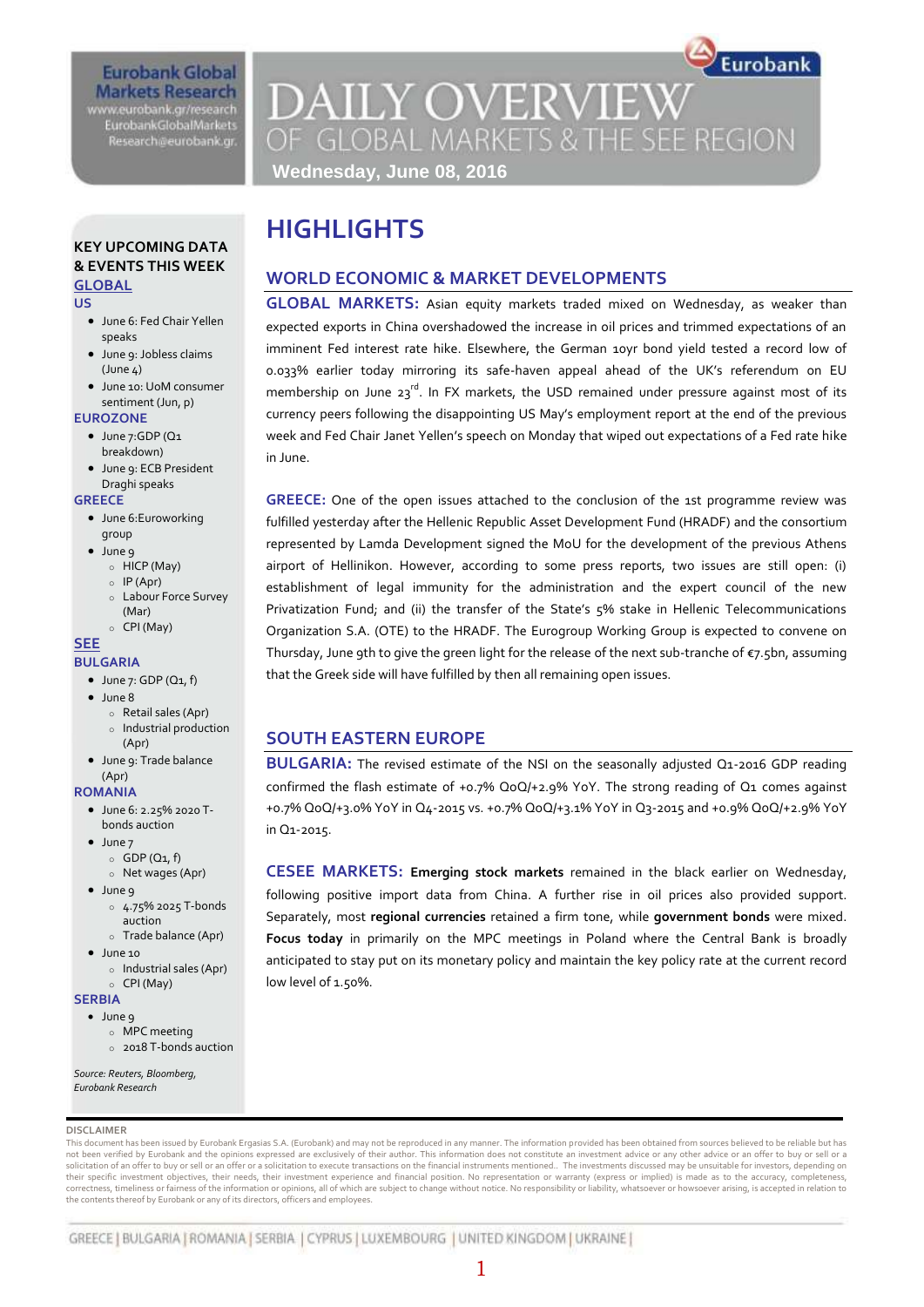Eurobank Global Markets Research
www.eurobank.gr/research
EurobankGlobalMarkets
Research@eurobank.gr

# DAILY OVERVIEW OF GLOBAL MARKETS & THE SEE REGION

**Wednesday, June 08, 2016**

## KEY UPCOMING DATA & EVENTS THIS WEEK

### GLOBAL

**US**

- June 6: Fed Chair Yellen speaks
- June 9: Jobless claims (June 4)
- June 10: UoM consumer sentiment (Jun, p)

**EUROZONE**

- June 7:GDP (Q1 breakdown)
- June 9: ECB President Draghi speaks

**GREECE**

- June 6:Euroworking group
- June 9
  - HICP (May)
  - IP (Apr)
  - Labour Force Survey (Mar)
  - CPI (May)

### SEE

**BULGARIA**

- June 7: GDP (Q1, f)
- June 8
  - Retail sales (Apr)
  - Industrial production (Apr)
- June 9: Trade balance (Apr)

**ROMANIA**

- June 6: 2.25% 2020 T-bonds auction
- June 7
  - GDP (Q1, f)
  - Net wages (Apr)
- June 9
  - 4.75% 2025 T-bonds auction
  - Trade balance (Apr)
- June 10
  - Industrial sales (Apr)
  - CPI (May)

**SERBIA**

- June 9
  - MPC meeting
  - 2018 T-bonds auction

*Source: Reuters, Bloomberg, Eurobank Research*

# HIGHLIGHTS

## WORLD ECONOMIC & MARKET DEVELOPMENTS

**GLOBAL MARKETS:** Asian equity markets traded mixed on Wednesday, as weaker than expected exports in China overshadowed the increase in oil prices and trimmed expectations of an imminent Fed interest rate hike. Elsewhere, the German 10yr bond yield tested a record low of 0.033% earlier today mirroring its safe-haven appeal ahead of the UK's referendum on EU membership on June 23rd. In FX markets, the USD remained under pressure against most of its currency peers following the disappointing US May's employment report at the end of the previous week and Fed Chair Janet Yellen's speech on Monday that wiped out expectations of a Fed rate hike in June.

**GREECE:** One of the open issues attached to the conclusion of the 1st programme review was fulfilled yesterday after the Hellenic Republic Asset Development Fund (HRADF) and the consortium represented by Lamda Development signed the MoU for the development of the previous Athens airport of Hellinikon. However, according to some press reports, two issues are still open: (i) establishment of legal immunity for the administration and the expert council of the new Privatization Fund; and (ii) the transfer of the State's 5% stake in Hellenic Telecommunications Organization S.A. (OTE) to the HRADF. The Eurogroup Working Group is expected to convene on Thursday, June 9th to give the green light for the release of the next sub-tranche of €7.5bn, assuming that the Greek side will have fulfilled by then all remaining open issues.

## SOUTH EASTERN EUROPE

**BULGARIA:** The revised estimate of the NSI on the seasonally adjusted Q1-2016 GDP reading confirmed the flash estimate of +0.7% QoQ/+2.9% YoY. The strong reading of Q1 comes against +0.7% QoQ/+3.0% YoY in Q4-2015 vs. +0.7% QoQ/+3.1% YoY in Q3-2015 and +0.9% QoQ/+2.9% YoY in Q1-2015.

**CESEE MARKETS:** **Emerging stock markets** remained in the black earlier on Wednesday, following positive import data from China. A further rise in oil prices also provided support. Separately, most **regional currencies** retained a firm tone, while **government bonds** were mixed. **Focus today** in primarily on the MPC meetings in Poland where the Central Bank is broadly anticipated to stay put on its monetary policy and maintain the key policy rate at the current record low level of 1.50%.

DISCLAIMER

This document has been issued by Eurobank Ergasias S.A. (Eurobank) and may not be reproduced in any manner. The information provided has been obtained from sources believed to be reliable but has not been verified by Eurobank and the opinions expressed are exclusively of their author. This information does not constitute an investment advice or any other advice or an offer to buy or sell or a solicitation of an offer to buy or sell or an offer or a solicitation to execute transactions on the financial instruments mentioned.. The investments discussed may be unsuitable for investors, depending on their specific investment objectives, their needs, their investment experience and financial position. No representation or warranty (express or implied) is made as to the accuracy, completeness, correctness, timeliness or fairness of the information or opinions, all of which are subject to change without notice. No responsibility or liability, whatsoever or howsoever arising, is accepted in relation to the contents thereof by Eurobank or any of its directors, officers and employees.

GREECE | BULGARIA | ROMANIA | SERBIA | CYPRUS | LUXEMBOURG | UNITED KINGDOM | UKRAINE |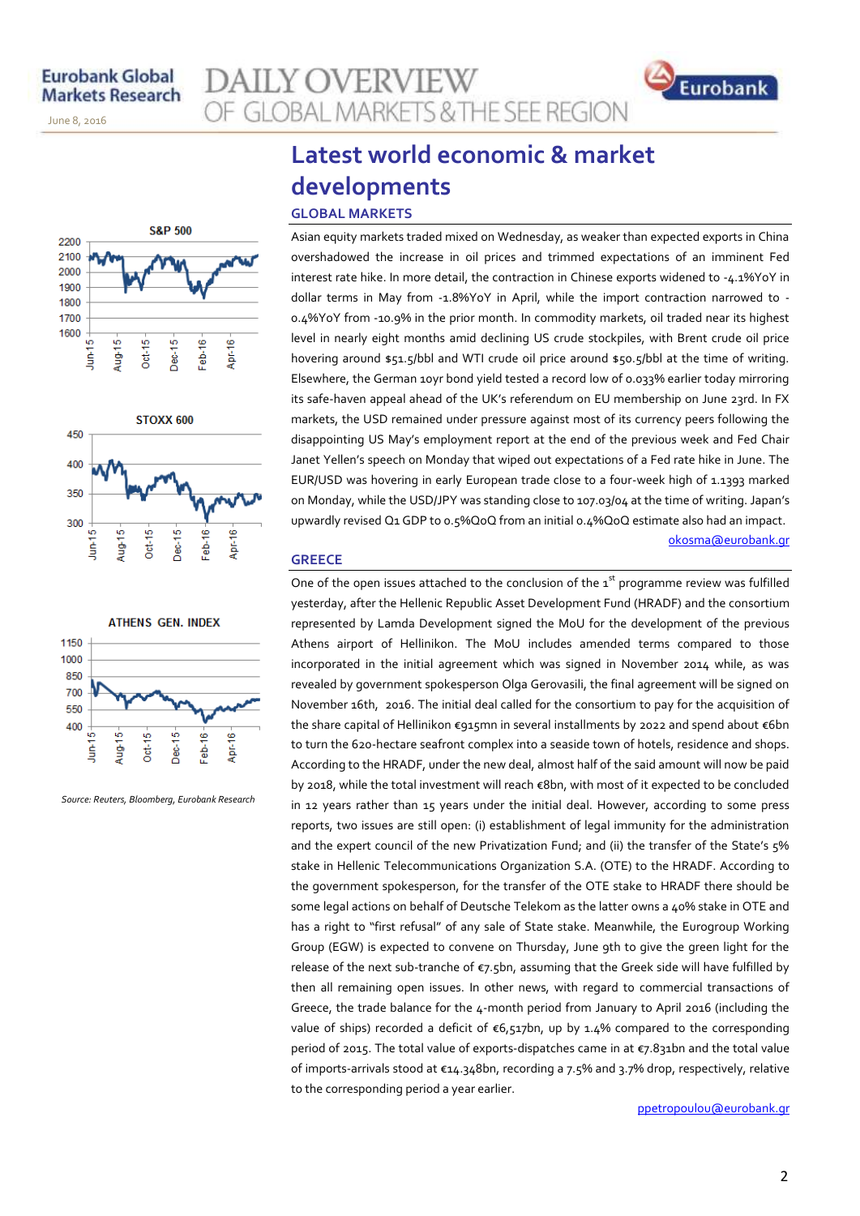# Latest world economic & market developments

## GLOBAL MARKETS

Asian equity markets traded mixed on Wednesday, as weaker than expected exports in China overshadowed the increase in oil prices and trimmed expectations of an imminent Fed interest rate hike. In more detail, the contraction in Chinese exports widened to -4.1%YoY in dollar terms in May from -1.8%YoY in April, while the import contraction narrowed to -0.4%YoY from -10.9% in the prior month. In commodity markets, oil traded near its highest level in nearly eight months amid declining US crude stockpiles, with Brent crude oil price hovering around $51.5/bbl and WTI crude oil price around $50.5/bbl at the time of writing. Elsewhere, the German 10yr bond yield tested a record low of 0.033% earlier today mirroring its safe-haven appeal ahead of the UK's referendum on EU membership on June 23rd. In FX markets, the USD remained under pressure against most of its currency peers following the disappointing US May's employment report at the end of the previous week and Fed Chair Janet Yellen's speech on Monday that wiped out expectations of a Fed rate hike in June. The EUR/USD was hovering in early European trade close to a four-week high of 1.1393 marked on Monday, while the USD/JPY was standing close to 107.03/04 at the time of writing. Japan's upwardly revised Q1 GDP to 0.5%QoQ from an initial 0.4%QoQ estimate also had an impact.

okosma@eurobank.gr

## GREECE

One of the open issues attached to the conclusion of the 1st programme review was fulfilled yesterday, after the Hellenic Republic Asset Development Fund (HRADF) and the consortium represented by Lamda Development signed the MoU for the development of the previous Athens airport of Hellinikon. The MoU includes amended terms compared to those incorporated in the initial agreement which was signed in November 2014 while, as was revealed by government spokesperson Olga Gerovasili, the final agreement will be signed on November 16th, 2016. The initial deal called for the consortium to pay for the acquisition of the share capital of Hellinikon €915mn in several installments by 2022 and spend about €6bn to turn the 620-hectare seafront complex into a seaside town of hotels, residence and shops. According to the HRADF, under the new deal, almost half of the said amount will now be paid by 2018, while the total investment will reach €8bn, with most of it expected to be concluded in 12 years rather than 15 years under the initial deal. However, according to some press reports, two issues are still open: (i) establishment of legal immunity for the administration and the expert council of the new Privatization Fund; and (ii) the transfer of the State's 5% stake in Hellenic Telecommunications Organization S.A. (OTE) to the HRADF. According to the government spokesperson, for the transfer of the OTE stake to HRADF there should be some legal actions on behalf of Deutsche Telekom as the latter owns a 40% stake in OTE and has a right to "first refusal" of any sale of State stake. Meanwhile, the Eurogroup Working Group (EGW) is expected to convene on Thursday, June 9th to give the green light for the release of the next sub-tranche of €7.5bn, assuming that the Greek side will have fulfilled by then all remaining open issues. In other news, with regard to commercial transactions of Greece, the trade balance for the 4-month period from January to April 2016 (including the value of ships) recorded a deficit of €6,517bn, up by 1.4% compared to the corresponding period of 2015. The total value of exports-dispatches came in at €7.831bn and the total value of imports-arrivals stood at €14.348bn, recording a 7.5% and 3.7% drop, respectively, relative to the corresponding period a year earlier.

ppetropoulou@eurobank.gr

*Source: Reuters, Bloomberg, Eurobank Research*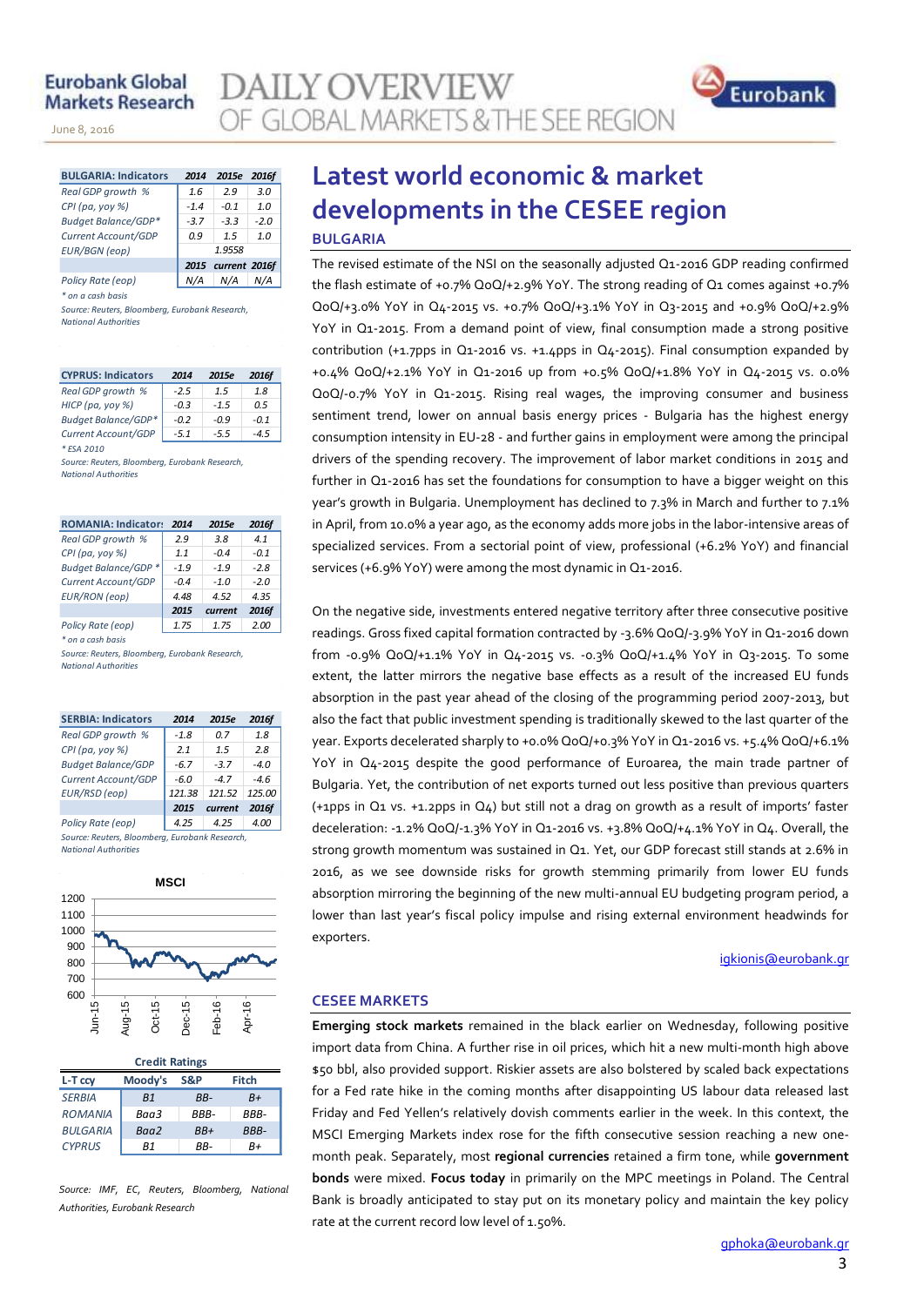# Latest world economic & market developments in the CESEE region

## BULGARIA

The revised estimate of the NSI on the seasonally adjusted Q1-2016 GDP reading confirmed the flash estimate of +0.7% QoQ/+2.9% YoY. The strong reading of Q1 comes against +0.7% QoQ/+3.0% YoY in Q4-2015 vs. +0.7% QoQ/+3.1% YoY in Q3-2015 and +0.9% QoQ/+2.9% YoY in Q1-2015. From a demand point of view, final consumption made a strong positive contribution (+1.7pps in Q1-2016 vs. +1.4pps in Q4-2015). Final consumption expanded by +0.4% QoQ/+2.1% YoY in Q1-2016 up from +0.5% QoQ/+1.8% YoY in Q4-2015 vs. 0.0% QoQ/-0.7% YoY in Q1-2015. Rising real wages, the improving consumer and business sentiment trend, lower on annual basis energy prices - Bulgaria has the highest energy consumption intensity in EU-28 - and further gains in employment were among the principal drivers of the spending recovery. The improvement of labor market conditions in 2015 and further in Q1-2016 has set the foundations for consumption to have a bigger weight on this year's growth in Bulgaria. Unemployment has declined to 7.3% in March and further to 7.1% in April, from 10.0% a year ago, as the economy adds more jobs in the labor-intensive areas of specialized services. From a sectorial point of view, professional (+6.2% YoY) and financial services (+6.9% YoY) were among the most dynamic in Q1-2016.

On the negative side, investments entered negative territory after three consecutive positive readings. Gross fixed capital formation contracted by -3.6% QoQ/-3.9% YoY in Q1-2016 down from -0.9% QoQ/+1.1% YoY in Q4-2015 vs. -0.3% QoQ/+1.4% YoY in Q3-2015. To some extent, the latter mirrors the negative base effects as a result of the increased EU funds absorption in the past year ahead of the closing of the programming period 2007-2013, but also the fact that public investment spending is traditionally skewed to the last quarter of the year. Exports decelerated sharply to +0.0% QoQ/+0.3% YoY in Q1-2016 vs. +5.4% QoQ/+6.1% YoY in Q4-2015 despite the good performance of Euroarea, the main trade partner of Bulgaria. Yet, the contribution of net exports turned out less positive than previous quarters (+1pps in Q1 vs. +1.2pps in Q4) but still not a drag on growth as a result of imports' faster deceleration: -1.2% QoQ/-1.3% YoY in Q1-2016 vs. +3.8% QoQ/+4.1% YoY in Q4. Overall, the strong growth momentum was sustained in Q1. Yet, our GDP forecast still stands at 2.6% in 2016, as we see downside risks for growth stemming primarily from lower EU funds absorption mirroring the beginning of the new multi-annual EU budgeting program period, a lower than last year's fiscal policy impulse and rising external environment headwinds for exporters.

igkionis@eurobank.gr

## CESEE MARKETS

**Emerging stock markets** remained in the black earlier on Wednesday, following positive import data from China. A further rise in oil prices, which hit a new multi-month high above $50 bbl, also provided support. Riskier assets are also bolstered by scaled back expectations for a Fed rate hike in the coming months after disappointing US labour data released last Friday and Fed Yellen's relatively dovish comments earlier in the week. In this context, the MSCI Emerging Markets index rose for the fifth consecutive session reaching a new one-month peak. Separately, most **regional currencies** retained a firm tone, while **government bonds** were mixed. **Focus today** in primarily on the MPC meetings in Poland. The Central Bank is broadly anticipated to stay put on its monetary policy and maintain the key policy rate at the current record low level of 1.50%.

gphoka@eurobank.gr

| BULGARIA: Indicators | 2014 | 2015e | 2016f |
|---|---|---|---|
| Real GDP growth % | 1.6 | 2.9 | 3.0 |
| CPI (pa, yoy %) | -1.4 | -0.1 | 1.0 |
| Budget Balance/GDP* | -3.7 | -3.3 | -2.0 |
| Current Account/GDP | 0.9 | 1.5 | 1.0 |
| EUR/BGN (eop) | | 1.9558 | |
| | 2015 | current | 2016f |
| Policy Rate (eop) | N/A | N/A | N/A |

\* on a cash basis

Source: Reuters, Bloomberg, Eurobank Research, National Authorities

| CYPRUS: Indicators | 2014 | 2015e | 2016f |
|---|---|---|---|
| Real GDP growth % | -2.5 | 1.5 | 1.8 |
| HICP (pa, yoy %) | -0.3 | -1.5 | 0.5 |
| Budget Balance/GDP* | -0.2 | -0.9 | -0.1 |
| Current Account/GDP | -5.1 | -5.5 | -4.5 |

\* ESA 2010

Source: Reuters, Bloomberg, Eurobank Research, National Authorities

| ROMANIA: Indicators | 2014 | 2015e | 2016f |
|---|---|---|---|
| Real GDP growth % | 2.9 | 3.8 | 4.1 |
| CPI (pa, yoy %) | 1.1 | -0.4 | -0.1 |
| Budget Balance/GDP * | -1.9 | -1.9 | -2.8 |
| Current Account/GDP | -0.4 | -1.0 | -2.0 |
| EUR/RON (eop) | 4.48 | 4.52 | 4.35 |
| | 2015 | current | 2016f |
| Policy Rate (eop) | 1.75 | 1.75 | 2.00 |

\* on a cash basis

Source: Reuters, Bloomberg, Eurobank Research, National Authorities

| SERBIA: Indicators | 2014 | 2015e | 2016f |
|---|---|---|---|
| Real GDP growth % | -1.8 | 0.7 | 1.8 |
| CPI (pa, yoy %) | 2.1 | 1.5 | 2.8 |
| Budget Balance/GDP | -6.7 | -3.7 | -4.0 |
| Current Account/GDP | -6.0 | -4.7 | -4.6 |
| EUR/RSD (eop) | 121.38 | 121.52 | 125.00 |
| | 2015 | current | 2016f |
| Policy Rate (eop) | 4.25 | 4.25 | 4.00 |

Source: Reuters, Bloomberg, Eurobank Research, National Authorities

MSCI

| Credit Ratings | | | |
|---|---|---|---|
| L-T ccy | Moody's | S&P | Fitch |
| SERBIA | B1 | BB- | B+ |
| ROMANIA | Baa3 | BBB- | BBB- |
| BULGARIA | Baa2 | BB+ | BBB- |
| CYPRUS | B1 | BB- | B+ |

Source: IMF, EC, Reuters, Bloomberg, National Authorities, Eurobank Research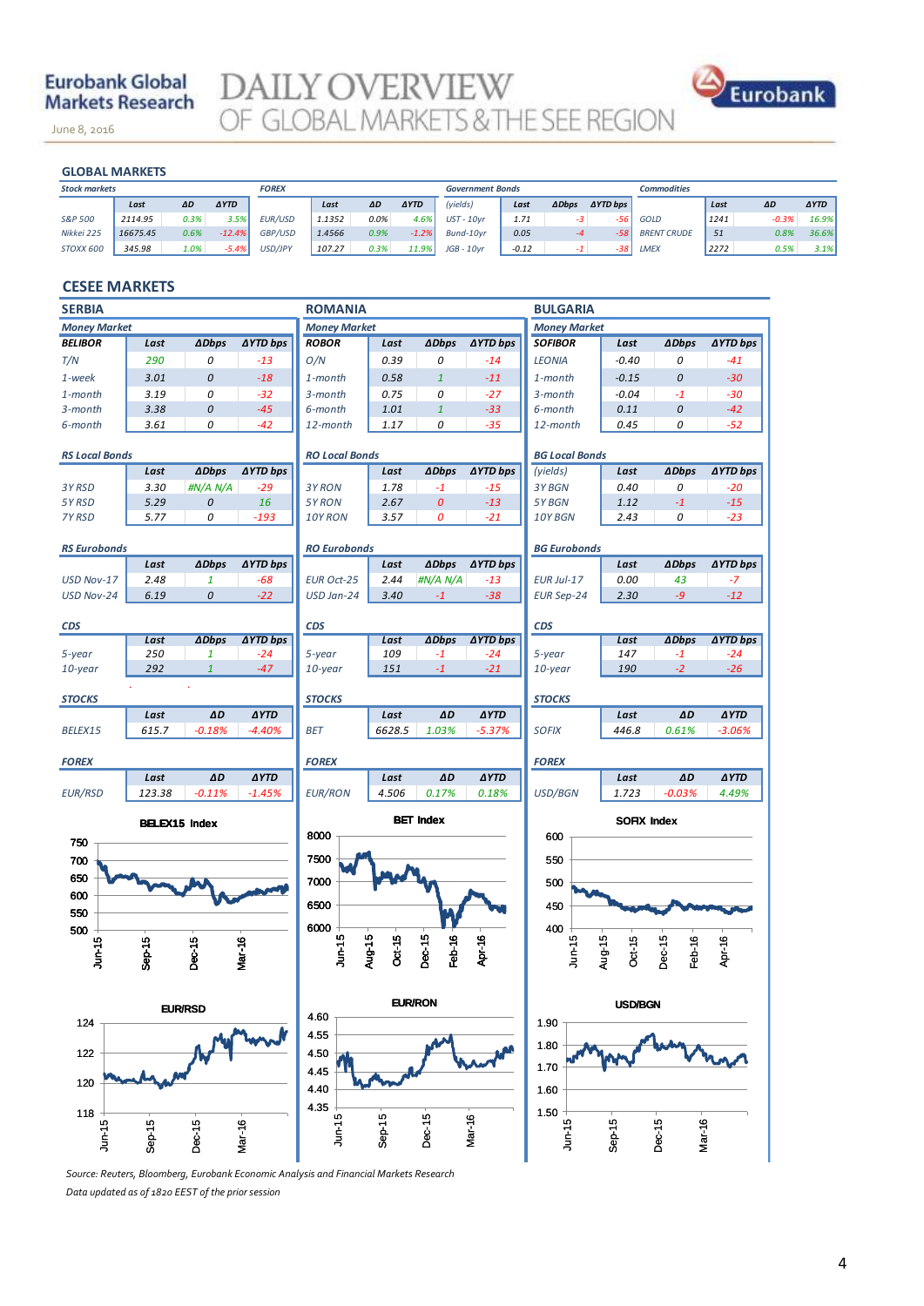Eurobank Global Markets Research

June 8, 2016

# DAILY OVERVIEW OF GLOBAL MARKETS & THE SEE REGION

## GLOBAL MARKETS

| Stock markets | Last | ΔD | ΔYTD | FOREX | Last | ΔD | ΔYTD | Government Bonds (yields) | Last | ΔDbps | ΔYTD bps | Commodities | Last | ΔD | ΔYTD |
|---|---|---|---|---|---|---|---|---|---|---|---|---|---|---|---|
| S&P 500 | 2114.95 | 0.3% | 3.5% | EUR/USD | 1.1352 | 0.0% | 4.6% | UST - 10yr | 1.71 | -3 | -56 | GOLD | 1241 | -0.3% | 16.9% |
| Nikkei 225 | 16675.45 | 0.6% | -12.4% | GBP/USD | 1.4566 | 0.9% | -1.2% | Bund-10yr | 0.05 | -4 | -58 | BRENT CRUDE | 51 | 0.8% | 36.6% |
| STOXX 600 | 345.98 | 1.0% | -5.4% | USD/JPY | 107.27 | 0.3% | 11.9% | JGB - 10yr | -0.12 | -1 | -38 | LMEX | 2272 | 0.5% | 3.1% |

## CESEE MARKETS

### SERBIA

**Money Market**

| BELIBOR | Last | ΔDbps | ΔYTD bps |
|---|---|---|---|
| T/N | 290 | 0 | -13 |
| 1-week | 3.01 | 0 | -18 |
| 1-month | 3.19 | 0 | -32 |
| 3-month | 3.38 | 0 | -45 |
| 6-month | 3.61 | 0 | -42 |

**RS Local Bonds**

| | Last | ΔDbps | ΔYTD bps |
|---|---|---|---|
| 3Y RSD | 3.30 | #N/A N/A | -29 |
| 5Y RSD | 5.29 | 0 | 16 |
| 7Y RSD | 5.77 | 0 | -193 |

**RS Eurobonds**

| | Last | ΔDbps | ΔYTD bps |
|---|---|---|---|
| USD Nov-17 | 2.48 | 1 | -68 |
| USD Nov-24 | 6.19 | 0 | -22 |

**CDS**

| | Last | ΔDbps | ΔYTD bps |
|---|---|---|---|
| 5-year | 250 | 1 | -24 |
| 10-year | 292 | 1 | -47 |

**STOCKS**

| | Last | ΔD | ΔYTD |
|---|---|---|---|
| BELEX15 | 615.7 | -0.18% | -4.40% |

**FOREX**

| | Last | ΔD | ΔYTD |
|---|---|---|---|
| EUR/RSD | 123.38 | -0.11% | -1.45% |

### ROMANIA

**Money Market**

| ROBOR | Last | ΔDbps | ΔYTD bps |
|---|---|---|---|
| O/N | 0.39 | 0 | -14 |
| 1-month | 0.58 | 1 | -11 |
| 3-month | 0.75 | 0 | -27 |
| 6-month | 1.01 | 1 | -33 |
| 12-month | 1.17 | 0 | -35 |

**RO Local Bonds**

| | Last | ΔDbps | ΔYTD bps |
|---|---|---|---|
| 3Y RON | 1.78 | -1 | -15 |
| 5Y RON | 2.67 | 0 | -13 |
| 10Y RON | 3.57 | 0 | -21 |

**RO Eurobonds**

| | Last | ΔDbps | ΔYTD bps |
|---|---|---|---|
| EUR Oct-25 | 2.44 | #N/A N/A | -13 |
| USD Jan-24 | 3.40 | -1 | -38 |

**CDS**

| | Last | ΔDbps | ΔYTD bps |
|---|---|---|---|
| 5-year | 109 | -1 | -24 |
| 10-year | 151 | -1 | -21 |

**STOCKS**

| | Last | ΔD | ΔYTD |
|---|---|---|---|
| BET | 6628.5 | 1.03% | -5.37% |

**FOREX**

| | Last | ΔD | ΔYTD |
|---|---|---|---|
| EUR/RON | 4.506 | 0.17% | 0.18% |

### BULGARIA

**Money Market**

| SOFIBOR | Last | ΔDbps | ΔYTD bps |
|---|---|---|---|
| LEONIA | -0.40 | 0 | -41 |
| 1-month | -0.15 | 0 | -30 |
| 3-month | -0.04 | -1 | -30 |
| 6-month | 0.11 | 0 | -42 |
| 12-month | 0.45 | 0 | -52 |

**BG Local Bonds**

| (yields) | Last | ΔDbps | ΔYTD bps |
|---|---|---|---|
| 3Y BGN | 0.40 | 0 | -20 |
| 5Y BGN | 1.12 | -1 | -15 |
| 10Y BGN | 2.43 | 0 | -23 |

**BG Eurobonds**

| | Last | ΔDbps | ΔYTD bps |
|---|---|---|---|
| EUR Jul-17 | 0.00 | 43 | -7 |
| EUR Sep-24 | 2.30 | -9 | -12 |

**CDS**

| | Last | ΔDbps | ΔYTD bps |
|---|---|---|---|
| 5-year | 147 | -1 | -24 |
| 10-year | 190 | -2 | -26 |

**STOCKS**

| | Last | ΔD | ΔYTD |
|---|---|---|---|
| SOFIX | 446.8 | 0.61% | -3.06% |

**FOREX**

| | Last | ΔD | ΔYTD |
|---|---|---|---|
| USD/BGN | 1.723 | -0.03% | 4.49% |

BELEX15 Index

BET Index

SOFIX Index

EUR/RSD

EUR/RON

USD/BGN

Source: Reuters, Bloomberg, Eurobank Economic Analysis and Financial Markets Research

Data updated as of 1820 EEST of the prior session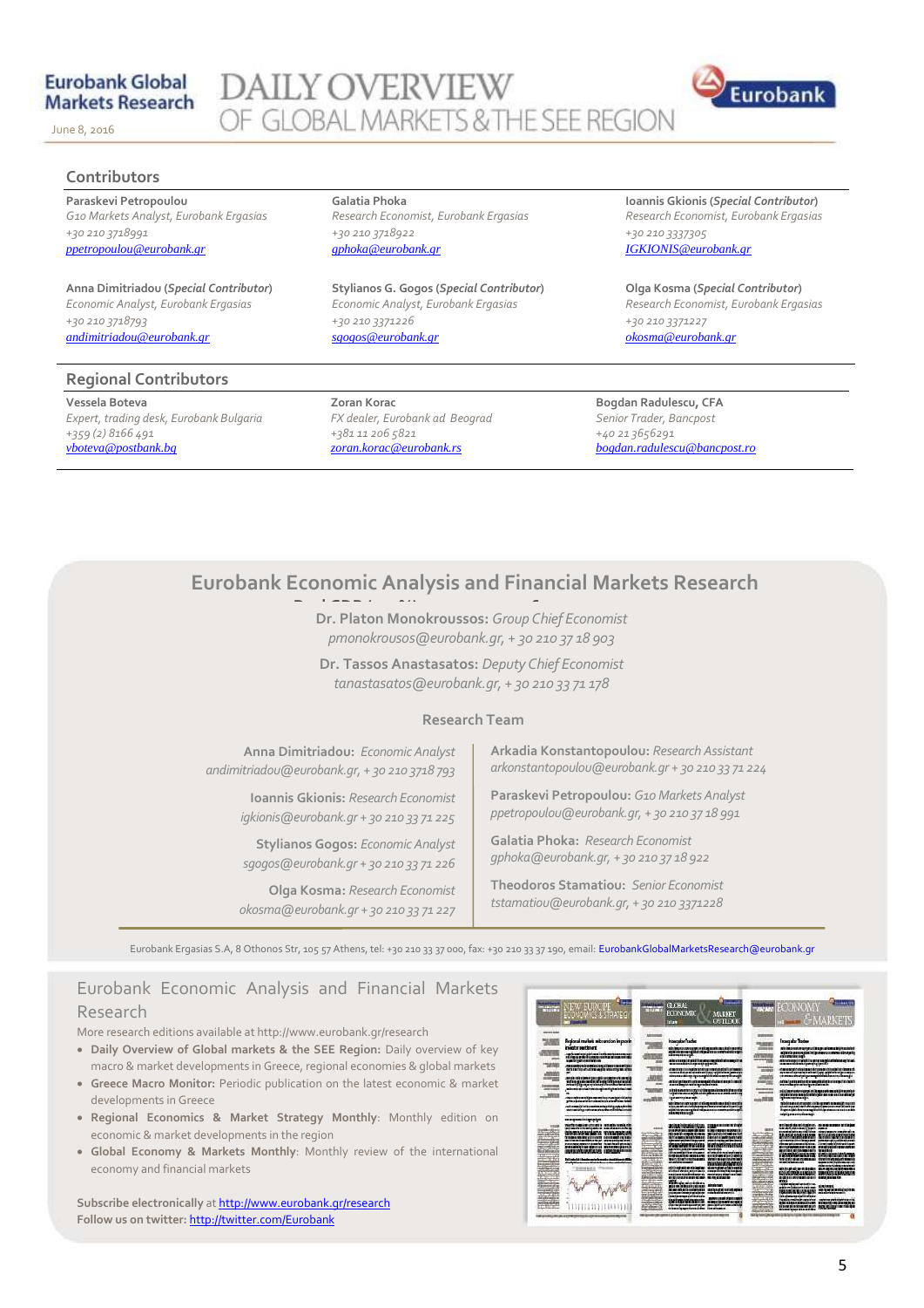## Contributors

**Paraskevi Petropoulou**
*G10 Markets Analyst, Eurobank Ergasias*
*+30 210 3718991*
ppetropoulou@eurobank.gr

**Galatia Phoka**
*Research Economist, Eurobank Ergasias*
*+30 210 3718922*
gphoka@eurobank.gr

**Ioannis Gkionis** (*Special Contributor*)
*Research Economist, Eurobank Ergasias*
*+30 210 3337305*
IGKIONIS@eurobank.gr

**Anna Dimitriadou** (*Special Contributor*)
*Economic Analyst, Eurobank Ergasias*
*+30 210 3718793*
andimitriadou@eurobank.gr

**Stylianos G. Gogos** (*Special Contributor*)
*Economic Analyst, Eurobank Ergasias*
*+30 210 3371226*
sgogos@eurobank.gr

**Olga Kosma** (*Special Contributor*)
*Research Economist, Eurobank Ergasias*
*+30 210 3371227*
okosma@eurobank.gr

## Regional Contributors

**Vessela Boteva**
*Expert, trading desk, Eurobank Bulgaria*
*+359 (2) 8166 491*
vboteva@postbank.bg

**Zoran Korac**
*FX dealer, Eurobank ad Beograd*
*+381 11 206 5821*
zoran.korac@eurobank.rs

**Bogdan Radulescu, CFA**
*Senior Trader, Bancpost*
*+40 21 3656291*
bogdan.radulescu@bancpost.ro

## Eurobank Economic Analysis and Financial Markets Research

**Dr. Platon Monokroussos:** *Group Chief Economist*
*pmonokrousos@eurobank.gr, + 30 210 37 18 903*

**Dr. Tassos Anastasatos:** *Deputy Chief Economist*
*tanastasatos@eurobank.gr, + 30 210 33 71 178*

### Research Team

**Anna Dimitriadou:** *Economic Analyst*
*andimitriadou@eurobank.gr, + 30 210 3718 793*

**Ioannis Gkionis:** *Research Economist*
*igkionis@eurobank.gr + 30 210 33 71 225*

**Stylianos Gogos:** *Economic Analyst*
*sgogos@eurobank.gr + 30 210 33 71 226*

**Olga Kosma:** *Research Economist*
*okosma@eurobank.gr + 30 210 33 71 227*

**Arkadia Konstantopoulou:** *Research Assistant*
*arkonstantopoulou@eurobank.gr + 30 210 33 71 224*

**Paraskevi Petropoulou:** *G10 Markets Analyst*
*ppetropoulou@eurobank.gr, + 30 210 37 18 991*

**Galatia Phoka:** *Research Economist*
*gphoka@eurobank.gr, + 30 210 37 18 922*

**Theodoros Stamatiou:** *Senior Economist*
*tstamatiou@eurobank.gr, + 30 210 3371228*

Eurobank Ergasias S.A, 8 Othonos Str, 105 57 Athens, tel: +30 210 33 37 000, fax: +30 210 33 37 190, email: EurobankGlobalMarketsResearch@eurobank.gr

## Eurobank Economic Analysis and Financial Markets Research

More research editions available at http://www.eurobank.gr/research

- **Daily Overview of Global markets & the SEE Region:** Daily overview of key macro & market developments in Greece, regional economies & global markets
- **Greece Macro Monitor:** Periodic publication on the latest economic & market developments in Greece
- **Regional Economics & Market Strategy Monthly**: Monthly edition on economic & market developments in the region
- **Global Economy & Markets Monthly**: Monthly review of the international economy and financial markets

**Subscribe electronically** at http://www.eurobank.gr/research
**Follow us on twitter:** http://twitter.com/Eurobank